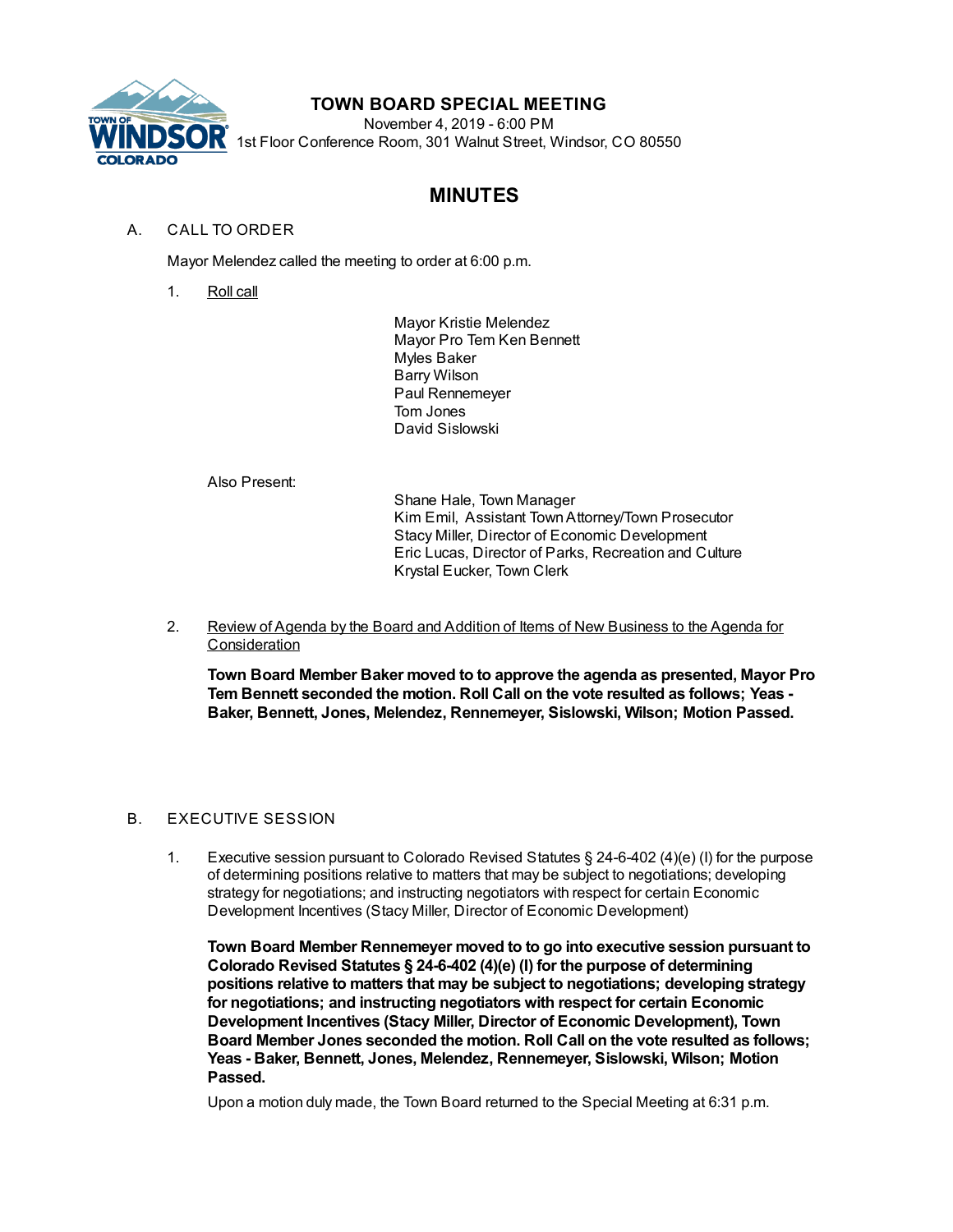# TOWN BOARD SPECIAL MEETING

November 4, 2019 - 6:00 PM
1st Floor Conference Room, 301 Walnut Street, Windsor, CO 80550

## MINUTES

A. CALL TO ORDER

Mayor Melendez called the meeting to order at 6:00 p.m.

1. Roll call

Mayor Kristie Melendez
Mayor Pro Tem Ken Bennett
Myles Baker
Barry Wilson
Paul Rennemeyer
Tom Jones
David Sislowski

Also Present:

Shane Hale, Town Manager
Kim Emil, Assistant Town Attorney/Town Prosecutor
Stacy Miller, Director of Economic Development
Eric Lucas, Director of Parks, Recreation and Culture
Krystal Eucker, Town Clerk

2. Review of Agenda by the Board and Addition of Items of New Business to the Agenda for Consideration

**Town Board Member Baker moved to to approve the agenda as presented, Mayor Pro Tem Bennett seconded the motion. Roll Call on the vote resulted as follows; Yeas - Baker, Bennett, Jones, Melendez, Rennemeyer, Sislowski, Wilson; Motion Passed.**

B. EXECUTIVE SESSION

1. Executive session pursuant to Colorado Revised Statutes § 24-6-402 (4)(e) (I) for the purpose of determining positions relative to matters that may be subject to negotiations; developing strategy for negotiations; and instructing negotiators with respect for certain Economic Development Incentives (Stacy Miller, Director of Economic Development)

**Town Board Member Rennemeyer moved to to go into executive session pursuant to Colorado Revised Statutes § 24-6-402 (4)(e) (I) for the purpose of determining positions relative to matters that may be subject to negotiations; developing strategy for negotiations; and instructing negotiators with respect for certain Economic Development Incentives (Stacy Miller, Director of Economic Development), Town Board Member Jones seconded the motion. Roll Call on the vote resulted as follows; Yeas - Baker, Bennett, Jones, Melendez, Rennemeyer, Sislowski, Wilson; Motion Passed.**

Upon a motion duly made, the Town Board returned to the Special Meeting at 6:31 p.m.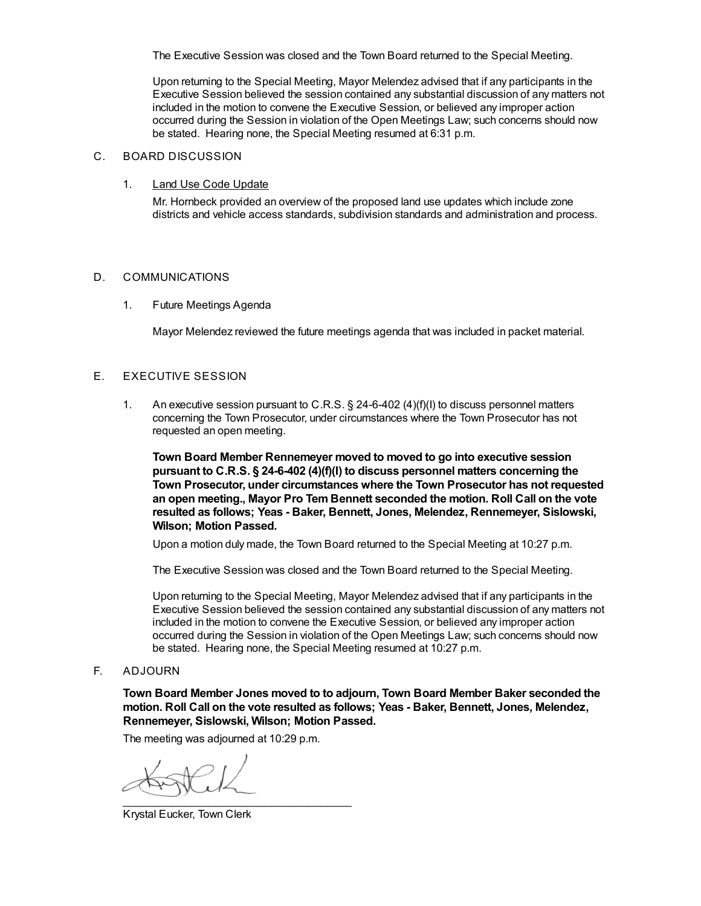The Executive Session was closed and the Town Board returned to the Special Meeting.

Upon returning to the Special Meeting, Mayor Melendez advised that if any participants in the Executive Session believed the session contained any substantial discussion of any matters not included in the motion to convene the Executive Session, or believed any improper action occurred during the Session in violation of the Open Meetings Law; such concerns should now be stated. Hearing none, the Special Meeting resumed at 6:31 p.m.

## C. BOARD DISCUSSION

1. Land Use Code Update

   Mr. Hornbeck provided an overview of the proposed land use updates which include zone districts and vehicle access standards, subdivision standards and administration and process.

## D. COMMUNICATIONS

1. Future Meetings Agenda

   Mayor Melendez reviewed the future meetings agenda that was included in packet material.

## E. EXECUTIVE SESSION

1. An executive session pursuant to C.R.S. § 24-6-402 (4)(f)(I) to discuss personnel matters concerning the Town Prosecutor, under circumstances where the Town Prosecutor has not requested an open meeting.

   **Town Board Member Rennemeyer moved to moved to go into executive session pursuant to C.R.S. § 24-6-402 (4)(f)(I) to discuss personnel matters concerning the Town Prosecutor, under circumstances where the Town Prosecutor has not requested an open meeting., Mayor Pro Tem Bennett seconded the motion. Roll Call on the vote resulted as follows; Yeas - Baker, Bennett, Jones, Melendez, Rennemeyer, Sislowski, Wilson; Motion Passed.**

   Upon a motion duly made, the Town Board returned to the Special Meeting at 10:27 p.m.

   The Executive Session was closed and the Town Board returned to the Special Meeting.

   Upon returning to the Special Meeting, Mayor Melendez advised that if any participants in the Executive Session believed the session contained any substantial discussion of any matters not included in the motion to convene the Executive Session, or believed any improper action occurred during the Session in violation of the Open Meetings Law; such concerns should now be stated. Hearing none, the Special Meeting resumed at 10:27 p.m.

## F. ADJOURN

**Town Board Member Jones moved to to adjourn, Town Board Member Baker seconded the motion. Roll Call on the vote resulted as follows; Yeas - Baker, Bennett, Jones, Melendez, Rennemeyer, Sislowski, Wilson; Motion Passed.**

The meeting was adjourned at 10:29 p.m.

\_\_\_\_\_\_\_\_\_\_\_\_\_\_\_\_\_\_\_\_\_\_\_\_\_\_\_\_\_\_\_\_\_\_\_\_

Krystal Eucker, Town Clerk